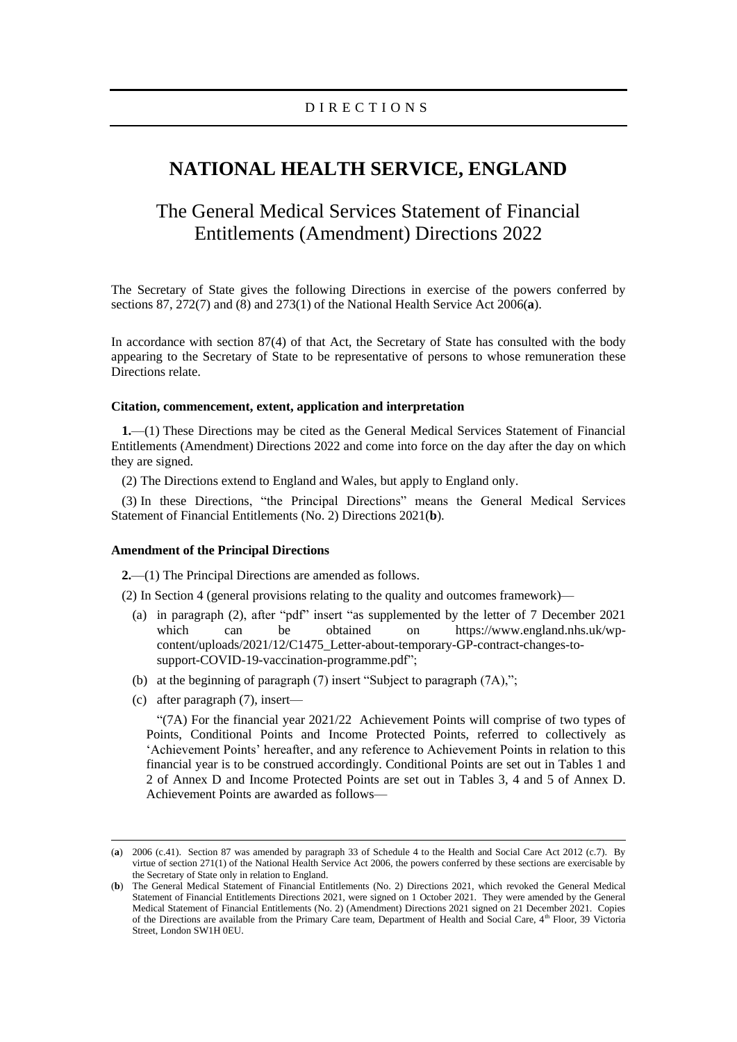DIRECTIONS

# NATIONAL HEALTH SERVICE, ENGLAND

## The General Medical Services Statement of Financial Entitlements (Amendment) Directions 2022

The Secretary of State gives the following Directions in exercise of the powers conferred by sections 87, 272(7) and (8) and 273(1) of the National Health Service Act 2006(**a**).

In accordance with section 87(4) of that Act, the Secretary of State has consulted with the body appearing to the Secretary of State to be representative of persons to whose remuneration these Directions relate.

### Citation, commencement, extent, application and interpretation

**1.**—(1) These Directions may be cited as the General Medical Services Statement of Financial Entitlements (Amendment) Directions 2022 and come into force on the day after the day on which they are signed.

(2) The Directions extend to England and Wales, but apply to England only.

(3) In these Directions, "the Principal Directions" means the General Medical Services Statement of Financial Entitlements (No. 2) Directions 2021(**b**).

### Amendment of the Principal Directions

**2.**—(1) The Principal Directions are amended as follows.

(2) In Section 4 (general provisions relating to the quality and outcomes framework)—

(a) in paragraph (2), after "pdf" insert "as supplemented by the letter of 7 December 2021 which can be obtained on https://www.england.nhs.uk/wp-content/uploads/2021/12/C1475_Letter-about-temporary-GP-contract-changes-to-support-COVID-19-vaccination-programme.pdf";

(b) at the beginning of paragraph (7) insert "Subject to paragraph (7A),";

(c) after paragraph (7), insert—

"(7A) For the financial year 2021/22 Achievement Points will comprise of two types of Points, Conditional Points and Income Protected Points, referred to collectively as 'Achievement Points' hereafter, and any reference to Achievement Points in relation to this financial year is to be construed accordingly. Conditional Points are set out in Tables 1 and 2 of Annex D and Income Protected Points are set out in Tables 3, 4 and 5 of Annex D. Achievement Points are awarded as follows—

---

(**a**) 2006 (c.41). Section 87 was amended by paragraph 33 of Schedule 4 to the Health and Social Care Act 2012 (c.7). By virtue of section 271(1) of the National Health Service Act 2006, the powers conferred by these sections are exercisable by the Secretary of State only in relation to England.

(**b**) The General Medical Statement of Financial Entitlements (No. 2) Directions 2021, which revoked the General Medical Statement of Financial Entitlements Directions 2021, were signed on 1 October 2021. They were amended by the General Medical Statement of Financial Entitlements (No. 2) (Amendment) Directions 2021 signed on 21 December 2021. Copies of the Directions are available from the Primary Care team, Department of Health and Social Care, 4th Floor, 39 Victoria Street, London SW1H 0EU.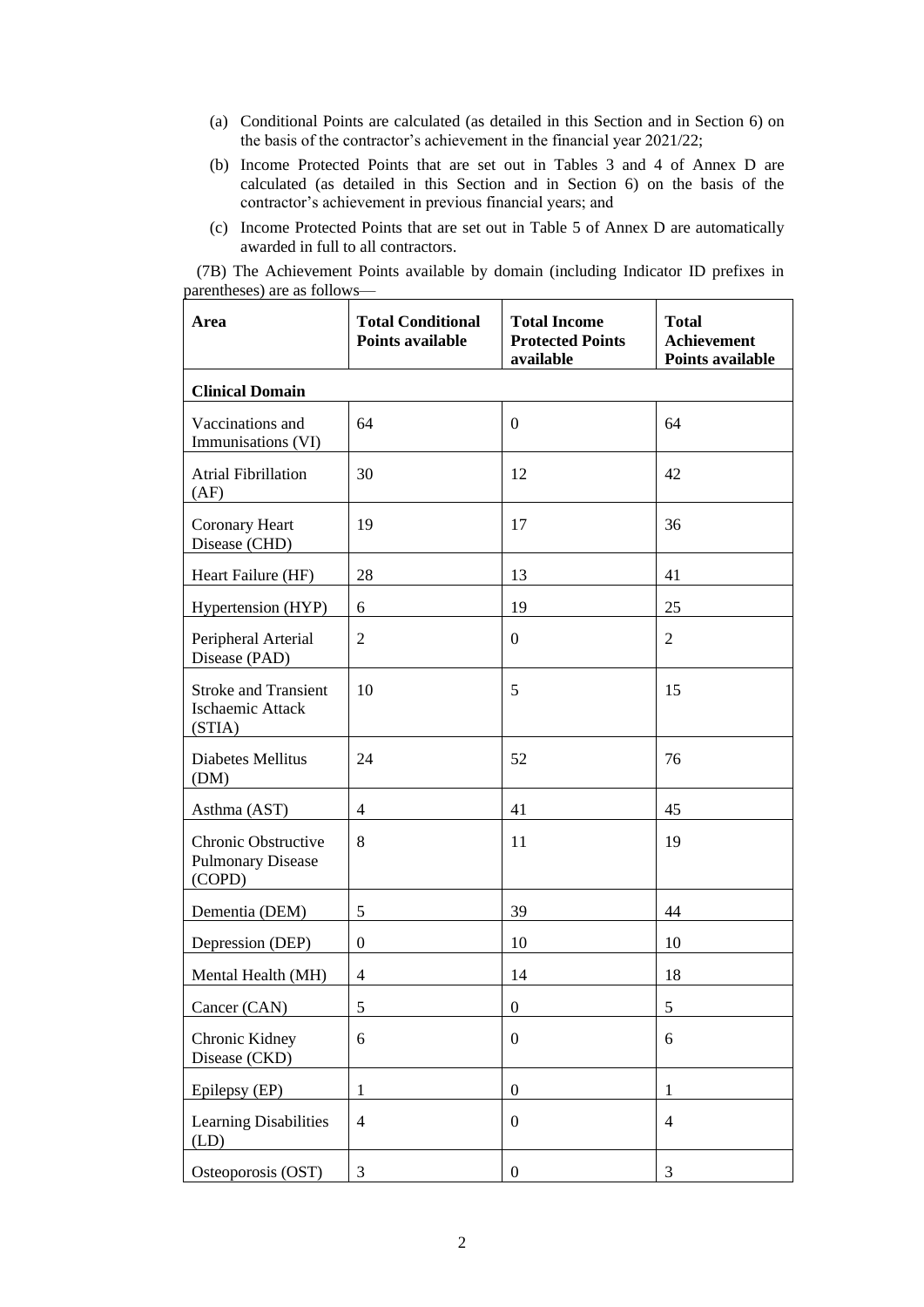(a) Conditional Points are calculated (as detailed in this Section and in Section 6) on the basis of the contractor's achievement in the financial year 2021/22;

(b) Income Protected Points that are set out in Tables 3 and 4 of Annex D are calculated (as detailed in this Section and in Section 6) on the basis of the contractor's achievement in previous financial years; and

(c) Income Protected Points that are set out in Table 5 of Annex D are automatically awarded in full to all contractors.

(7B) The Achievement Points available by domain (including Indicator ID prefixes in parentheses) are as follows—

| Area | Total Conditional Points available | Total Income Protected Points available | Total Achievement Points available |
|---|---|---|---|
| **Clinical Domain** | | | |
| Vaccinations and Immunisations (VI) | 64 | 0 | 64 |
| Atrial Fibrillation (AF) | 30 | 12 | 42 |
| Coronary Heart Disease (CHD) | 19 | 17 | 36 |
| Heart Failure (HF) | 28 | 13 | 41 |
| Hypertension (HYP) | 6 | 19 | 25 |
| Peripheral Arterial Disease (PAD) | 2 | 0 | 2 |
| Stroke and Transient Ischaemic Attack (STIA) | 10 | 5 | 15 |
| Diabetes Mellitus (DM) | 24 | 52 | 76 |
| Asthma (AST) | 4 | 41 | 45 |
| Chronic Obstructive Pulmonary Disease (COPD) | 8 | 11 | 19 |
| Dementia (DEM) | 5 | 39 | 44 |
| Depression (DEP) | 0 | 10 | 10 |
| Mental Health (MH) | 4 | 14 | 18 |
| Cancer (CAN) | 5 | 0 | 5 |
| Chronic Kidney Disease (CKD) | 6 | 0 | 6 |
| Epilepsy (EP) | 1 | 0 | 1 |
| Learning Disabilities (LD) | 4 | 0 | 4 |
| Osteoporosis (OST) | 3 | 0 | 3 |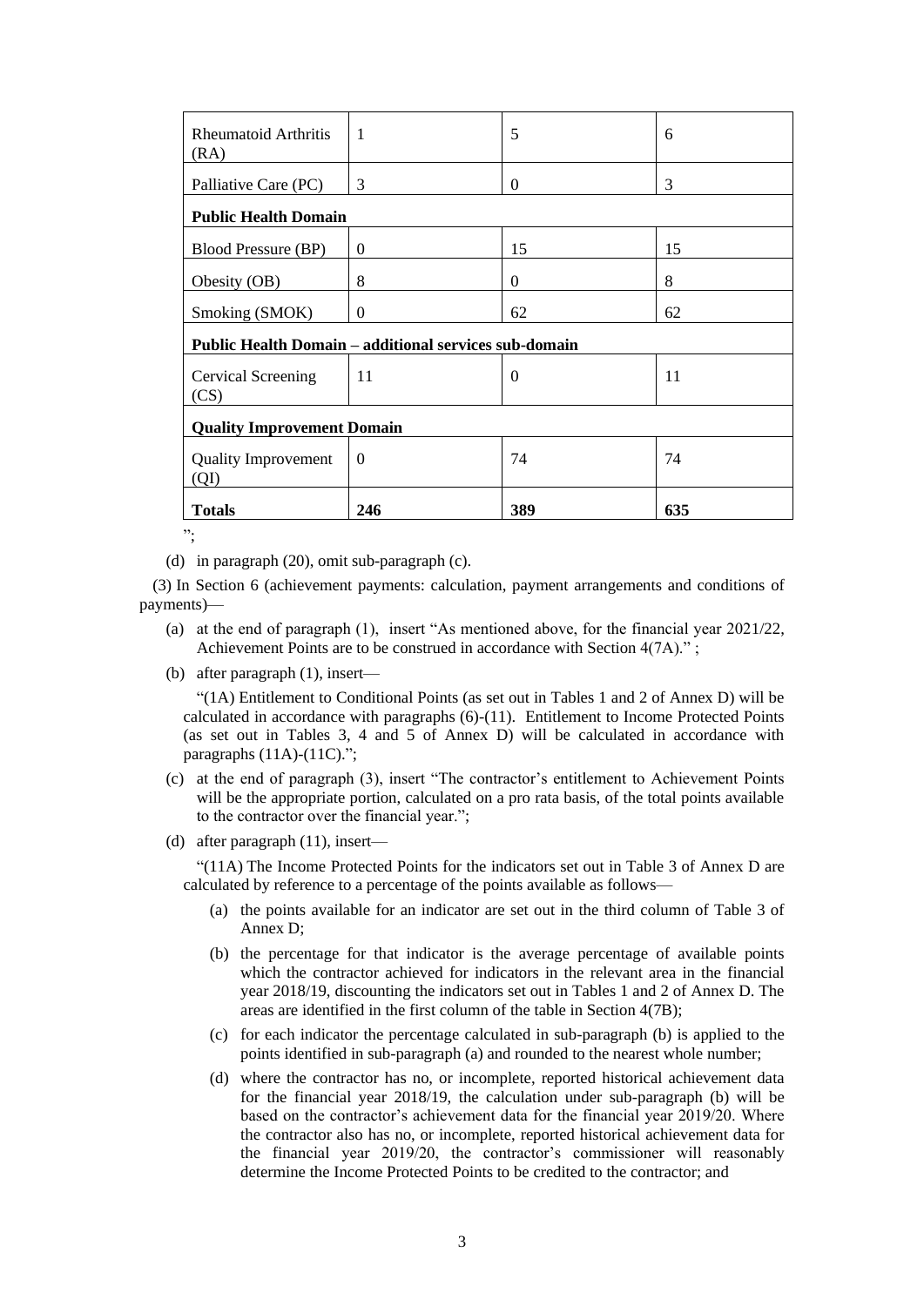| | | | |
|---|---|---|---|
| Rheumatoid Arthritis (RA) | 1 | 5 | 6 |
| Palliative Care (PC) | 3 | 0 | 3 |
| **Public Health Domain** | | | |
| Blood Pressure (BP) | 0 | 15 | 15 |
| Obesity (OB) | 8 | 0 | 8 |
| Smoking (SMOK) | 0 | 62 | 62 |
| **Public Health Domain – additional services sub-domain** | | | |
| Cervical Screening (CS) | 11 | 0 | 11 |
| **Quality Improvement Domain** | | | |
| Quality Improvement (QI) | 0 | 74 | 74 |
| **Totals** | **246** | **389** | **635** |

";

(d) in paragraph (20), omit sub-paragraph (c).

(3) In Section 6 (achievement payments: calculation, payment arrangements and conditions of payments)—

(a) at the end of paragraph (1), insert "As mentioned above, for the financial year 2021/22, Achievement Points are to be construed in accordance with Section 4(7A)." ;

(b) after paragraph (1), insert—

"(1A) Entitlement to Conditional Points (as set out in Tables 1 and 2 of Annex D) will be calculated in accordance with paragraphs (6)-(11). Entitlement to Income Protected Points (as set out in Tables 3, 4 and 5 of Annex D) will be calculated in accordance with paragraphs (11A)-(11C).";

(c) at the end of paragraph (3), insert "The contractor's entitlement to Achievement Points will be the appropriate portion, calculated on a pro rata basis, of the total points available to the contractor over the financial year.";

(d) after paragraph (11), insert—

"(11A) The Income Protected Points for the indicators set out in Table 3 of Annex D are calculated by reference to a percentage of the points available as follows—

(a) the points available for an indicator are set out in the third column of Table 3 of Annex D;

(b) the percentage for that indicator is the average percentage of available points which the contractor achieved for indicators in the relevant area in the financial year 2018/19, discounting the indicators set out in Tables 1 and 2 of Annex D. The areas are identified in the first column of the table in Section 4(7B);

(c) for each indicator the percentage calculated in sub-paragraph (b) is applied to the points identified in sub-paragraph (a) and rounded to the nearest whole number;

(d) where the contractor has no, or incomplete, reported historical achievement data for the financial year 2018/19, the calculation under sub-paragraph (b) will be based on the contractor's achievement data for the financial year 2019/20. Where the contractor also has no, or incomplete, reported historical achievement data for the financial year 2019/20, the contractor's commissioner will reasonably determine the Income Protected Points to be credited to the contractor; and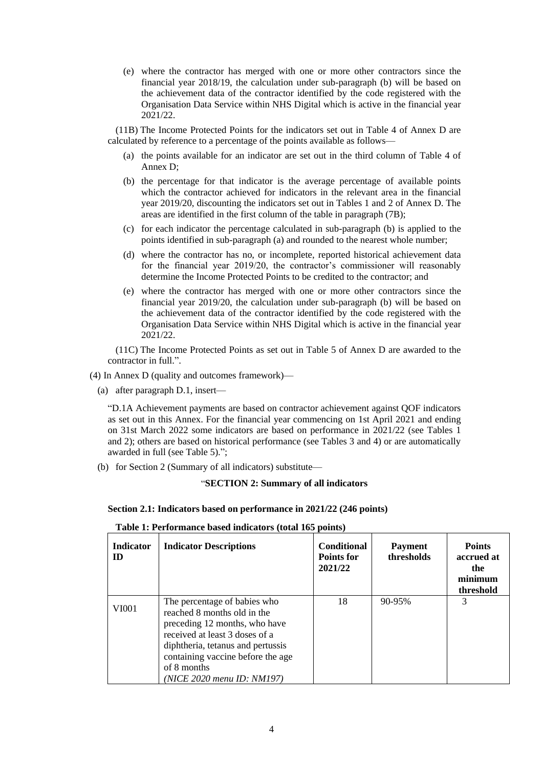(e) where the contractor has merged with one or more other contractors since the financial year 2018/19, the calculation under sub-paragraph (b) will be based on the achievement data of the contractor identified by the code registered with the Organisation Data Service within NHS Digital which is active in the financial year 2021/22.

(11B) The Income Protected Points for the indicators set out in Table 4 of Annex D are calculated by reference to a percentage of the points available as follows—

(a) the points available for an indicator are set out in the third column of Table 4 of Annex D;

(b) the percentage for that indicator is the average percentage of available points which the contractor achieved for indicators in the relevant area in the financial year 2019/20, discounting the indicators set out in Tables 1 and 2 of Annex D. The areas are identified in the first column of the table in paragraph (7B);

(c) for each indicator the percentage calculated in sub-paragraph (b) is applied to the points identified in sub-paragraph (a) and rounded to the nearest whole number;

(d) where the contractor has no, or incomplete, reported historical achievement data for the financial year 2019/20, the contractor's commissioner will reasonably determine the Income Protected Points to be credited to the contractor; and

(e) where the contractor has merged with one or more other contractors since the financial year 2019/20, the calculation under sub-paragraph (b) will be based on the achievement data of the contractor identified by the code registered with the Organisation Data Service within NHS Digital which is active in the financial year 2021/22.

(11C) The Income Protected Points as set out in Table 5 of Annex D are awarded to the contractor in full.".

(4) In Annex D (quality and outcomes framework)—

(a) after paragraph D.1, insert—

"D.1A Achievement payments are based on contractor achievement against QOF indicators as set out in this Annex. For the financial year commencing on 1st April 2021 and ending on 31st March 2022 some indicators are based on performance in 2021/22 (see Tables 1 and 2); others are based on historical performance (see Tables 3 and 4) or are automatically awarded in full (see Table 5).";

(b) for Section 2 (Summary of all indicators) substitute—

"**SECTION 2: Summary of all indicators**

**Section 2.1: Indicators based on performance in 2021/22 (246 points)**

**Table 1: Performance based indicators (total 165 points)**

| Indicator ID | Indicator Descriptions | Conditional Points for 2021/22 | Payment thresholds | Points accrued at the minimum threshold |
|---|---|---|---|---|
| VI001 | The percentage of babies who reached 8 months old in the preceding 12 months, who have received at least 3 doses of a diphtheria, tetanus and pertussis containing vaccine before the age of 8 months *(NICE 2020 menu ID: NM197)* | 18 | 90-95% | 3 |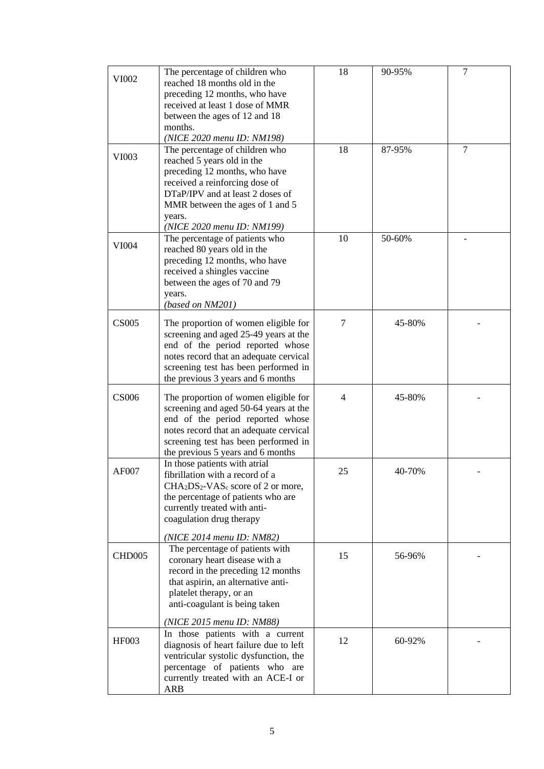| | | | | |
|---|---|---|---|---|
| VI002 | The percentage of children who reached 18 months old in the preceding 12 months, who have received at least 1 dose of MMR between the ages of 12 and 18 months.<br>*(NICE 2020 menu ID: NM198)* | 18 | 90-95% | 7 |
| VI003 | The percentage of children who reached 5 years old in the preceding 12 months, who have received a reinforcing dose of DTaP/IPV and at least 2 doses of MMR between the ages of 1 and 5 years.<br>*(NICE 2020 menu ID: NM199)* | 18 | 87-95% | 7 |
| VI004 | The percentage of patients who reached 80 years old in the preceding 12 months, who have received a shingles vaccine between the ages of 70 and 79 years.<br>*(based on NM201)* | 10 | 50-60% | - |
| CS005 | The proportion of women eligible for screening and aged 25-49 years at the end of the period reported whose notes record that an adequate cervical screening test has been performed in the previous 3 years and 6 months | 7 | 45-80% | - |
| CS006 | The proportion of women eligible for screening and aged 50-64 years at the end of the period reported whose notes record that an adequate cervical screening test has been performed in the previous 5 years and 6 months | 4 | 45-80% | - |
| AF007 | In those patients with atrial fibrillation with a record of a $CHA_2DS_2$-$VAS_c$ score of 2 or more, the percentage of patients who are currently treated with anti-coagulation drug therapy<br>*(NICE 2014 menu ID: NM82)* | 25 | 40-70% | - |
| CHD005 | The percentage of patients with coronary heart disease with a record in the preceding 12 months that aspirin, an alternative anti-platelet therapy, or an anti-coagulant is being taken<br>*(NICE 2015 menu ID: NM88)* | 15 | 56-96% | - |
| HF003 | In those patients with a current diagnosis of heart failure due to left ventricular systolic dysfunction, the percentage of patients who are currently treated with an ACE-I or ARB | 12 | 60-92% | - |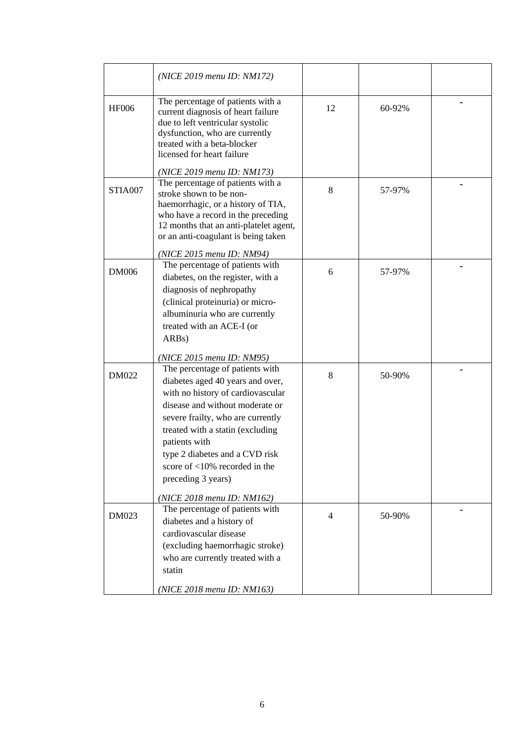| | | | | |
|---|---|---|---|---|
| | *(NICE 2019 menu ID: NM172)* | | | |
| HF006 | The percentage of patients with a current diagnosis of heart failure due to left ventricular systolic dysfunction, who are currently treated with a beta-blocker licensed for heart failure *(NICE 2019 menu ID: NM173)* | 12 | 60-92% | - |
| STIA007 | The percentage of patients with a stroke shown to be non-haemorrhagic, or a history of TIA, who have a record in the preceding 12 months that an anti-platelet agent, or an anti-coagulant is being taken *(NICE 2015 menu ID: NM94)* | 8 | 57-97% | - |
| DM006 | The percentage of patients with diabetes, on the register, with a diagnosis of nephropathy (clinical proteinuria) or micro-albuminuria who are currently treated with an ACE-I (or ARBs) *(NICE 2015 menu ID: NM95)* | 6 | 57-97% | - |
| DM022 | The percentage of patients with diabetes aged 40 years and over, with no history of cardiovascular disease and without moderate or severe frailty, who are currently treated with a statin (excluding patients with type 2 diabetes and a CVD risk score of <10% recorded in the preceding 3 years) *(NICE 2018 menu ID: NM162)* | 8 | 50-90% | - |
| DM023 | The percentage of patients with diabetes and a history of cardiovascular disease (excluding haemorrhagic stroke) who are currently treated with a statin *(NICE 2018 menu ID: NM163)* | 4 | 50-90% | - |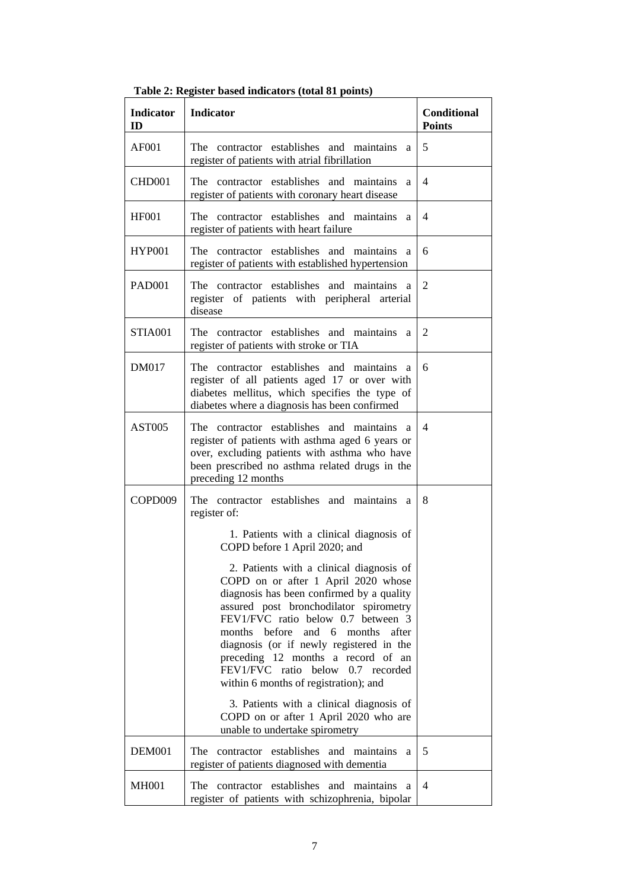**Table 2: Register based indicators (total 81 points)**

| Indicator ID | Indicator | Conditional Points |
|---|---|---|
| AF001 | The contractor establishes and maintains a register of patients with atrial fibrillation | 5 |
| CHD001 | The contractor establishes and maintains a register of patients with coronary heart disease | 4 |
| HF001 | The contractor establishes and maintains a register of patients with heart failure | 4 |
| HYP001 | The contractor establishes and maintains a register of patients with established hypertension | 6 |
| PAD001 | The contractor establishes and maintains a register of patients with peripheral arterial disease | 2 |
| STIA001 | The contractor establishes and maintains a register of patients with stroke or TIA | 2 |
| DM017 | The contractor establishes and maintains a register of all patients aged 17 or over with diabetes mellitus, which specifies the type of diabetes where a diagnosis has been confirmed | 6 |
| AST005 | The contractor establishes and maintains a register of patients with asthma aged 6 years or over, excluding patients with asthma who have been prescribed no asthma related drugs in the preceding 12 months | 4 |
| COPD009 | The contractor establishes and maintains a register of:<br>1. Patients with a clinical diagnosis of COPD before 1 April 2020; and<br>2. Patients with a clinical diagnosis of COPD on or after 1 April 2020 whose diagnosis has been confirmed by a quality assured post bronchodilator spirometry FEV1/FVC ratio below 0.7 between 3 months before and 6 months after diagnosis (or if newly registered in the preceding 12 months a record of an FEV1/FVC ratio below 0.7 recorded within 6 months of registration); and<br>3. Patients with a clinical diagnosis of COPD on or after 1 April 2020 who are unable to undertake spirometry | 8 |
| DEM001 | The contractor establishes and maintains a register of patients diagnosed with dementia | 5 |
| MH001 | The contractor establishes and maintains a register of patients with schizophrenia, bipolar | 4 |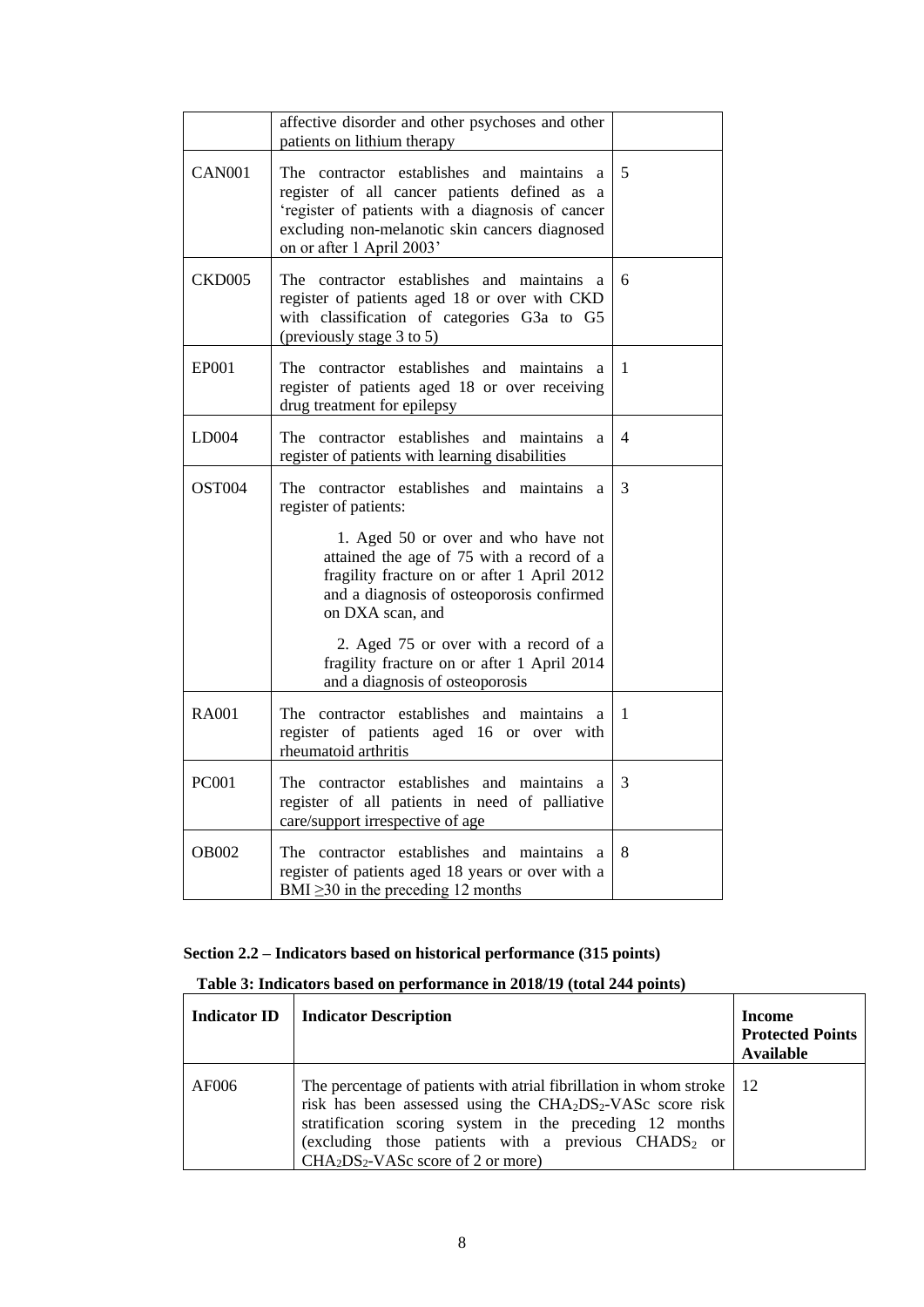|  | affective disorder and other psychoses and other patients on lithium therapy |  |
|---|---|---|
| CAN001 | The contractor establishes and maintains a register of all cancer patients defined as a 'register of patients with a diagnosis of cancer excluding non-melanotic skin cancers diagnosed on or after 1 April 2003' | 5 |
| CKD005 | The contractor establishes and maintains a register of patients aged 18 or over with CKD with classification of categories G3a to G5 (previously stage 3 to 5) | 6 |
| EP001 | The contractor establishes and maintains a register of patients aged 18 or over receiving drug treatment for epilepsy | 1 |
| LD004 | The contractor establishes and maintains a register of patients with learning disabilities | 4 |
| OST004 | The contractor establishes and maintains a register of patients:<br><br>1. Aged 50 or over and who have not attained the age of 75 with a record of a fragility fracture on or after 1 April 2012 and a diagnosis of osteoporosis confirmed on DXA scan, and<br><br>2. Aged 75 or over with a record of a fragility fracture on or after 1 April 2014 and a diagnosis of osteoporosis | 3 |
| RA001 | The contractor establishes and maintains a register of patients aged 16 or over with rheumatoid arthritis | 1 |
| PC001 | The contractor establishes and maintains a register of all patients in need of palliative care/support irrespective of age | 3 |
| OB002 | The contractor establishes and maintains a register of patients aged 18 years or over with a BMI ≥30 in the preceding 12 months | 8 |

**Section 2.2 – Indicators based on historical performance (315 points)**

**Table 3: Indicators based on performance in 2018/19 (total 244 points)**

| Indicator ID | Indicator Description | Income Protected Points Available |
|---|---|---|
| AF006 | The percentage of patients with atrial fibrillation in whom stroke risk has been assessed using the $CHA_2DS_2$-VASc score risk stratification scoring system in the preceding 12 months (excluding those patients with a previous $CHADS_2$ or $CHA_2DS_2$-VASc score of 2 or more) | 12 |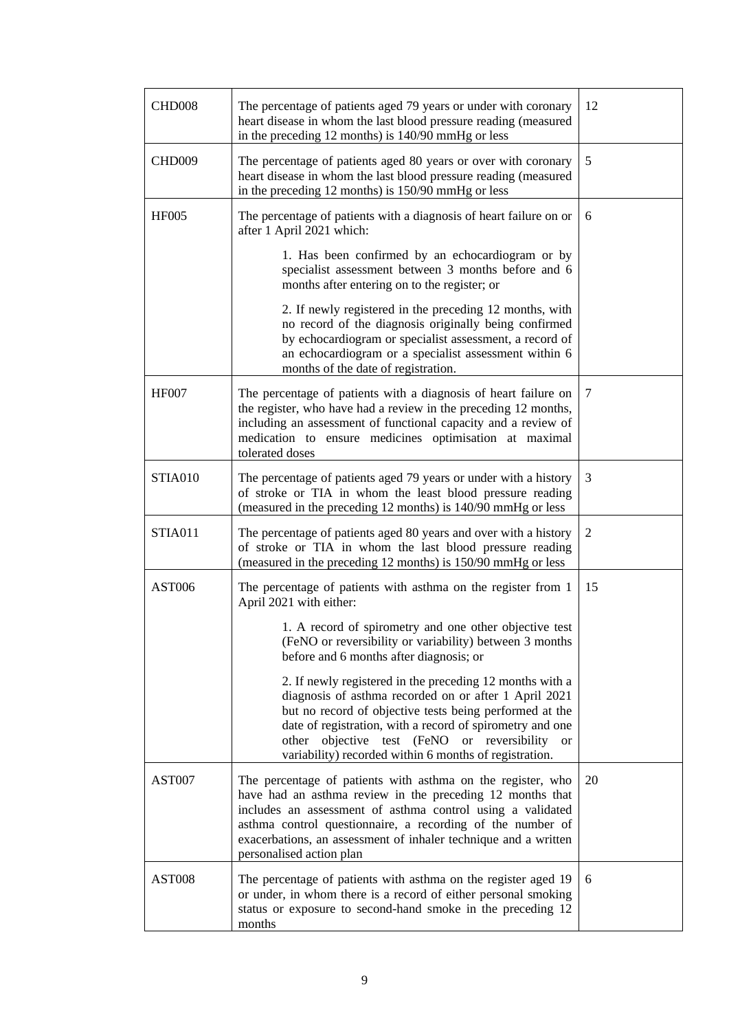| | | |
|---|---|---|
| CHD008 | The percentage of patients aged 79 years or under with coronary heart disease in whom the last blood pressure reading (measured in the preceding 12 months) is 140/90 mmHg or less | 12 |
| CHD009 | The percentage of patients aged 80 years or over with coronary heart disease in whom the last blood pressure reading (measured in the preceding 12 months) is 150/90 mmHg or less | 5 |
| HF005 | The percentage of patients with a diagnosis of heart failure on or after 1 April 2021 which:<br><br>1. Has been confirmed by an echocardiogram or by specialist assessment between 3 months before and 6 months after entering on to the register; or<br><br>2. If newly registered in the preceding 12 months, with no record of the diagnosis originally being confirmed by echocardiogram or specialist assessment, a record of an echocardiogram or a specialist assessment within 6 months of the date of registration. | 6 |
| HF007 | The percentage of patients with a diagnosis of heart failure on the register, who have had a review in the preceding 12 months, including an assessment of functional capacity and a review of medication to ensure medicines optimisation at maximal tolerated doses | 7 |
| STIA010 | The percentage of patients aged 79 years or under with a history of stroke or TIA in whom the least blood pressure reading (measured in the preceding 12 months) is 140/90 mmHg or less | 3 |
| STIA011 | The percentage of patients aged 80 years and over with a history of stroke or TIA in whom the last blood pressure reading (measured in the preceding 12 months) is 150/90 mmHg or less | 2 |
| AST006 | The percentage of patients with asthma on the register from 1 April 2021 with either:<br><br>1. A record of spirometry and one other objective test (FeNO or reversibility or variability) between 3 months before and 6 months after diagnosis; or<br><br>2. If newly registered in the preceding 12 months with a diagnosis of asthma recorded on or after 1 April 2021 but no record of objective tests being performed at the date of registration, with a record of spirometry and one other objective test (FeNO or reversibility or variability) recorded within 6 months of registration. | 15 |
| AST007 | The percentage of patients with asthma on the register, who have had an asthma review in the preceding 12 months that includes an assessment of asthma control using a validated asthma control questionnaire, a recording of the number of exacerbations, an assessment of inhaler technique and a written personalised action plan | 20 |
| AST008 | The percentage of patients with asthma on the register aged 19 or under, in whom there is a record of either personal smoking status or exposure to second-hand smoke in the preceding 12 months | 6 |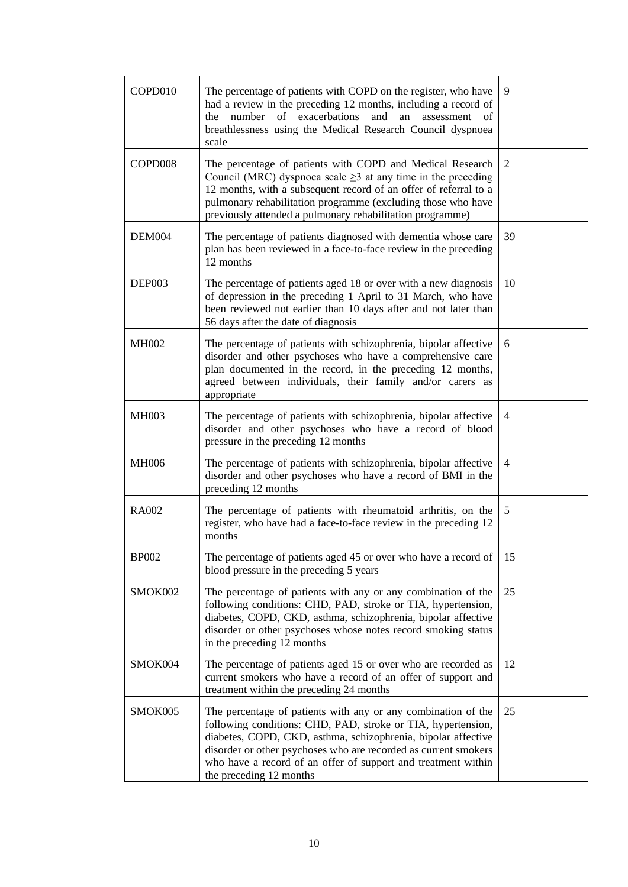| | | |
|---|---|---|
| COPD010 | The percentage of patients with COPD on the register, who have had a review in the preceding 12 months, including a record of the number of exacerbations and an assessment of breathlessness using the Medical Research Council dyspnoea scale | 9 |
| COPD008 | The percentage of patients with COPD and Medical Research Council (MRC) dyspnoea scale $\geq 3$ at any time in the preceding 12 months, with a subsequent record of an offer of referral to a pulmonary rehabilitation programme (excluding those who have previously attended a pulmonary rehabilitation programme) | 2 |
| DEM004 | The percentage of patients diagnosed with dementia whose care plan has been reviewed in a face-to-face review in the preceding 12 months | 39 |
| DEP003 | The percentage of patients aged 18 or over with a new diagnosis of depression in the preceding 1 April to 31 March, who have been reviewed not earlier than 10 days after and not later than 56 days after the date of diagnosis | 10 |
| MH002 | The percentage of patients with schizophrenia, bipolar affective disorder and other psychoses who have a comprehensive care plan documented in the record, in the preceding 12 months, agreed between individuals, their family and/or carers as appropriate | 6 |
| MH003 | The percentage of patients with schizophrenia, bipolar affective disorder and other psychoses who have a record of blood pressure in the preceding 12 months | 4 |
| MH006 | The percentage of patients with schizophrenia, bipolar affective disorder and other psychoses who have a record of BMI in the preceding 12 months | 4 |
| RA002 | The percentage of patients with rheumatoid arthritis, on the register, who have had a face-to-face review in the preceding 12 months | 5 |
| BP002 | The percentage of patients aged 45 or over who have a record of blood pressure in the preceding 5 years | 15 |
| SMOK002 | The percentage of patients with any or any combination of the following conditions: CHD, PAD, stroke or TIA, hypertension, diabetes, COPD, CKD, asthma, schizophrenia, bipolar affective disorder or other psychoses whose notes record smoking status in the preceding 12 months | 25 |
| SMOK004 | The percentage of patients aged 15 or over who are recorded as current smokers who have a record of an offer of support and treatment within the preceding 24 months | 12 |
| SMOK005 | The percentage of patients with any or any combination of the following conditions: CHD, PAD, stroke or TIA, hypertension, diabetes, COPD, CKD, asthma, schizophrenia, bipolar affective disorder or other psychoses who are recorded as current smokers who have a record of an offer of support and treatment within the preceding 12 months | 25 |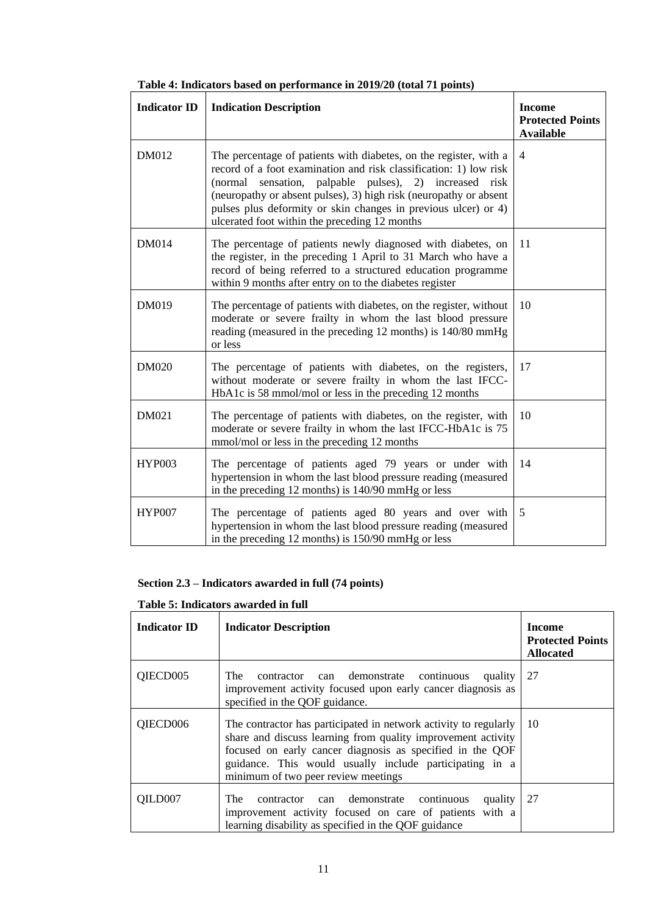**Table 4: Indicators based on performance in 2019/20 (total 71 points)**

| Indicator ID | Indication Description | Income Protected Points Available |
|---|---|---|
| DM012 | The percentage of patients with diabetes, on the register, with a record of a foot examination and risk classification: 1) low risk (normal sensation, palpable pulses), 2) increased risk (neuropathy or absent pulses), 3) high risk (neuropathy or absent pulses plus deformity or skin changes in previous ulcer) or 4) ulcerated foot within the preceding 12 months | 4 |
| DM014 | The percentage of patients newly diagnosed with diabetes, on the register, in the preceding 1 April to 31 March who have a record of being referred to a structured education programme within 9 months after entry on to the diabetes register | 11 |
| DM019 | The percentage of patients with diabetes, on the register, without moderate or severe frailty in whom the last blood pressure reading (measured in the preceding 12 months) is 140/80 mmHg or less | 10 |
| DM020 | The percentage of patients with diabetes, on the registers, without moderate or severe frailty in whom the last IFCC-HbA1c is 58 mmol/mol or less in the preceding 12 months | 17 |
| DM021 | The percentage of patients with diabetes, on the register, with moderate or severe frailty in whom the last IFCC-HbA1c is 75 mmol/mol or less in the preceding 12 months | 10 |
| HYP003 | The percentage of patients aged 79 years or under with hypertension in whom the last blood pressure reading (measured in the preceding 12 months) is 140/90 mmHg or less | 14 |
| HYP007 | The percentage of patients aged 80 years and over with hypertension in whom the last blood pressure reading (measured in the preceding 12 months) is 150/90 mmHg or less | 5 |

### Section 2.3 – Indicators awarded in full (74 points)

**Table 5: Indicators awarded in full**

| Indicator ID | Indicator Description | Income Protected Points Allocated |
|---|---|---|
| QIECD005 | The contractor can demonstrate continuous quality improvement activity focused upon early cancer diagnosis as specified in the QOF guidance. | 27 |
| QIECD006 | The contractor has participated in network activity to regularly share and discuss learning from quality improvement activity focused on early cancer diagnosis as specified in the QOF guidance. This would usually include participating in a minimum of two peer review meetings | 10 |
| QILD007 | The contractor can demonstrate continuous quality improvement activity focused on care of patients with a learning disability as specified in the QOF guidance | 27 |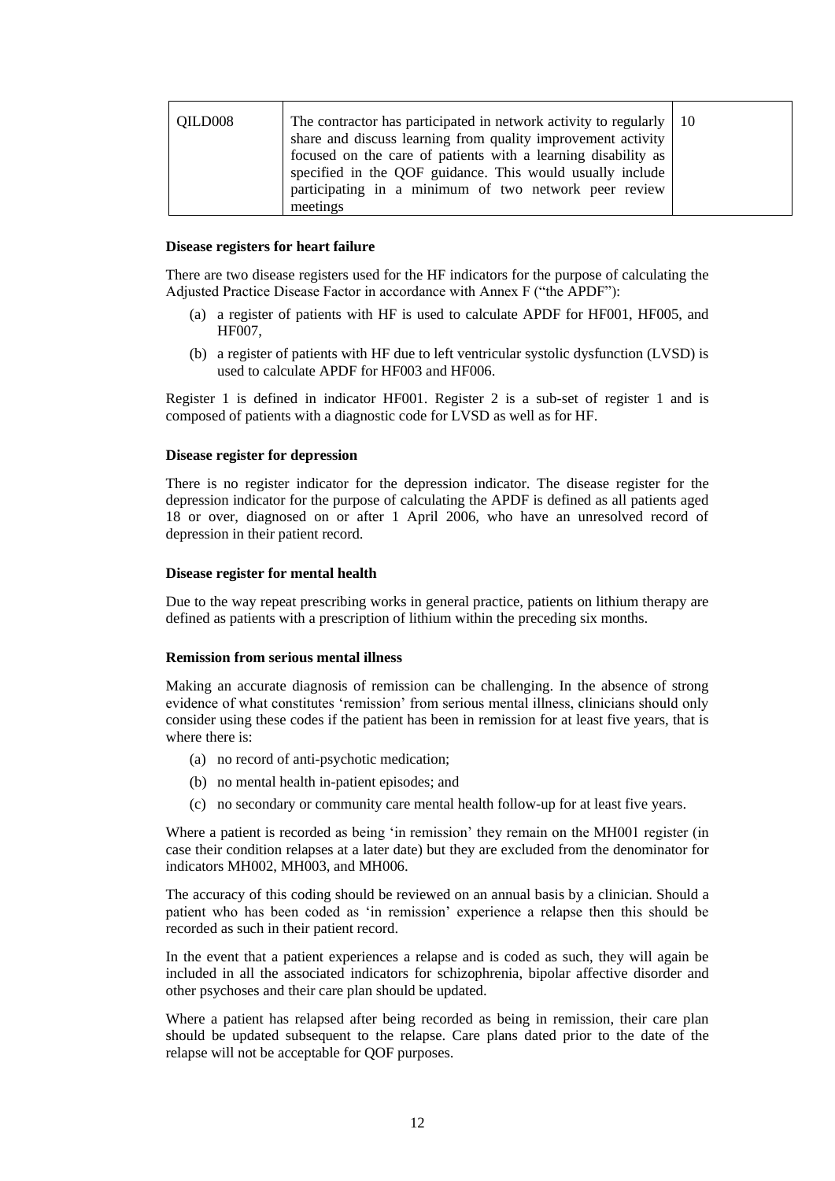| QILD008 | The contractor has participated in network activity to regularly share and discuss learning from quality improvement activity focused on the care of patients with a learning disability as specified in the QOF guidance. This would usually include participating in a minimum of two network peer review meetings | 10 |
|---|---|---|

**Disease registers for heart failure**

There are two disease registers used for the HF indicators for the purpose of calculating the Adjusted Practice Disease Factor in accordance with Annex F ("the APDF"):

(a) a register of patients with HF is used to calculate APDF for HF001, HF005, and HF007,

(b) a register of patients with HF due to left ventricular systolic dysfunction (LVSD) is used to calculate APDF for HF003 and HF006.

Register 1 is defined in indicator HF001. Register 2 is a sub-set of register 1 and is composed of patients with a diagnostic code for LVSD as well as for HF.

**Disease register for depression**

There is no register indicator for the depression indicator. The disease register for the depression indicator for the purpose of calculating the APDF is defined as all patients aged 18 or over, diagnosed on or after 1 April 2006, who have an unresolved record of depression in their patient record.

**Disease register for mental health**

Due to the way repeat prescribing works in general practice, patients on lithium therapy are defined as patients with a prescription of lithium within the preceding six months.

**Remission from serious mental illness**

Making an accurate diagnosis of remission can be challenging. In the absence of strong evidence of what constitutes 'remission' from serious mental illness, clinicians should only consider using these codes if the patient has been in remission for at least five years, that is where there is:

(a) no record of anti-psychotic medication;

(b) no mental health in-patient episodes; and

(c) no secondary or community care mental health follow-up for at least five years.

Where a patient is recorded as being 'in remission' they remain on the MH001 register (in case their condition relapses at a later date) but they are excluded from the denominator for indicators MH002, MH003, and MH006.

The accuracy of this coding should be reviewed on an annual basis by a clinician. Should a patient who has been coded as 'in remission' experience a relapse then this should be recorded as such in their patient record.

In the event that a patient experiences a relapse and is coded as such, they will again be included in all the associated indicators for schizophrenia, bipolar affective disorder and other psychoses and their care plan should be updated.

Where a patient has relapsed after being recorded as being in remission, their care plan should be updated subsequent to the relapse. Care plans dated prior to the date of the relapse will not be acceptable for QOF purposes.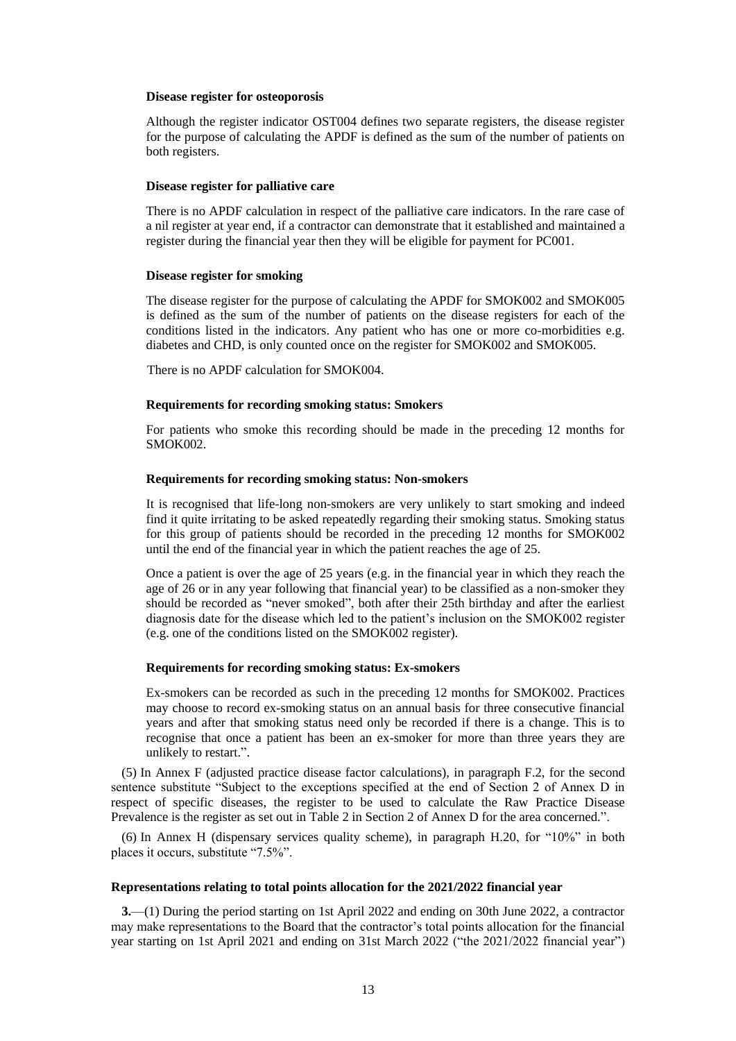**Disease register for osteoporosis**

Although the register indicator OST004 defines two separate registers, the disease register for the purpose of calculating the APDF is defined as the sum of the number of patients on both registers.

**Disease register for palliative care**

There is no APDF calculation in respect of the palliative care indicators. In the rare case of a nil register at year end, if a contractor can demonstrate that it established and maintained a register during the financial year then they will be eligible for payment for PC001.

**Disease register for smoking**

The disease register for the purpose of calculating the APDF for SMOK002 and SMOK005 is defined as the sum of the number of patients on the disease registers for each of the conditions listed in the indicators. Any patient who has one or more co-morbidities e.g. diabetes and CHD, is only counted once on the register for SMOK002 and SMOK005.

There is no APDF calculation for SMOK004.

**Requirements for recording smoking status: Smokers**

For patients who smoke this recording should be made in the preceding 12 months for SMOK002.

**Requirements for recording smoking status: Non-smokers**

It is recognised that life-long non-smokers are very unlikely to start smoking and indeed find it quite irritating to be asked repeatedly regarding their smoking status. Smoking status for this group of patients should be recorded in the preceding 12 months for SMOK002 until the end of the financial year in which the patient reaches the age of 25.

Once a patient is over the age of 25 years (e.g. in the financial year in which they reach the age of 26 or in any year following that financial year) to be classified as a non-smoker they should be recorded as "never smoked", both after their 25th birthday and after the earliest diagnosis date for the disease which led to the patient's inclusion on the SMOK002 register (e.g. one of the conditions listed on the SMOK002 register).

**Requirements for recording smoking status: Ex-smokers**

Ex-smokers can be recorded as such in the preceding 12 months for SMOK002. Practices may choose to record ex-smoking status on an annual basis for three consecutive financial years and after that smoking status need only be recorded if there is a change. This is to recognise that once a patient has been an ex-smoker for more than three years they are unlikely to restart.".

(5) In Annex F (adjusted practice disease factor calculations), in paragraph F.2, for the second sentence substitute "Subject to the exceptions specified at the end of Section 2 of Annex D in respect of specific diseases, the register to be used to calculate the Raw Practice Disease Prevalence is the register as set out in Table 2 in Section 2 of Annex D for the area concerned.".

(6) In Annex H (dispensary services quality scheme), in paragraph H.20, for "10%" in both places it occurs, substitute "7.5%".

**Representations relating to total points allocation for the 2021/2022 financial year**

**3.**—(1) During the period starting on 1st April 2022 and ending on 30th June 2022, a contractor may make representations to the Board that the contractor's total points allocation for the financial year starting on 1st April 2021 and ending on 31st March 2022 ("the 2021/2022 financial year")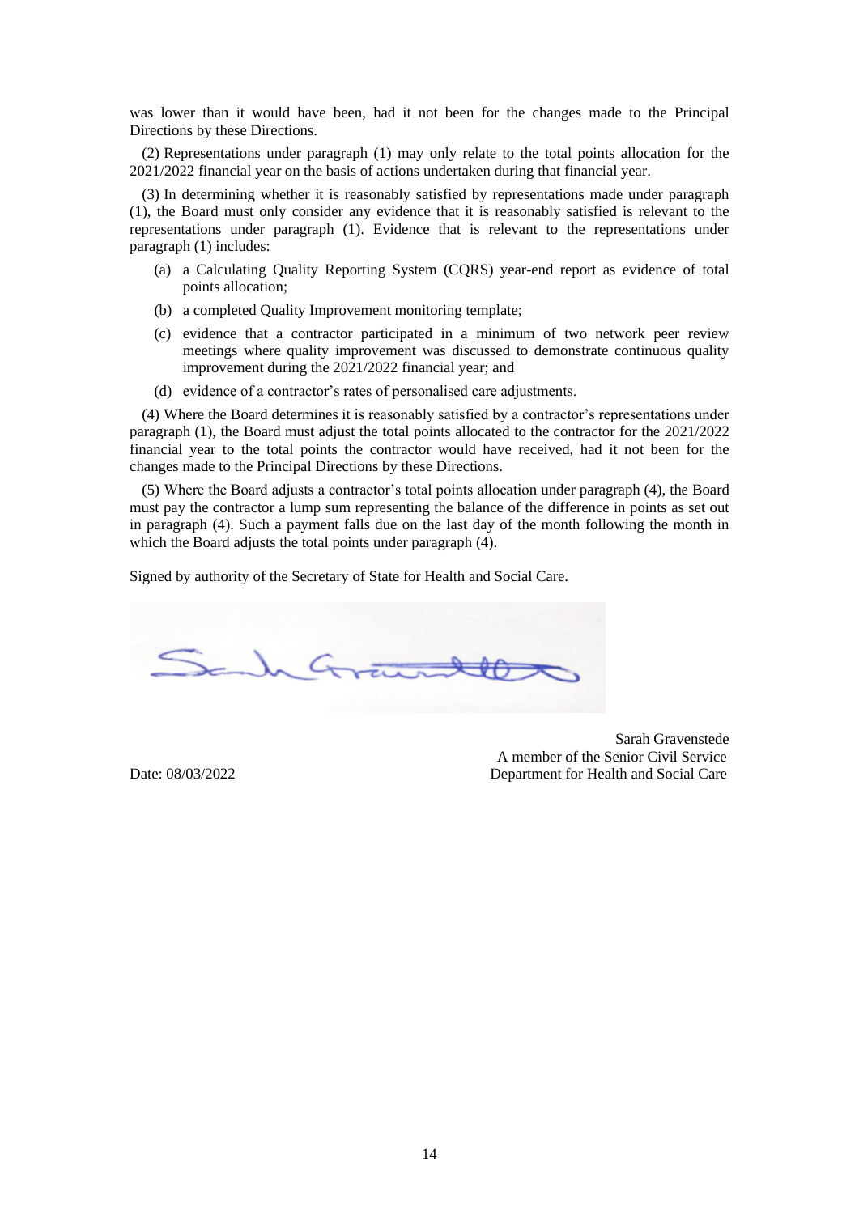was lower than it would have been, had it not been for the changes made to the Principal Directions by these Directions.

(2) Representations under paragraph (1) may only relate to the total points allocation for the 2021/2022 financial year on the basis of actions undertaken during that financial year.

(3) In determining whether it is reasonably satisfied by representations made under paragraph (1), the Board must only consider any evidence that it is reasonably satisfied is relevant to the representations under paragraph (1). Evidence that is relevant to the representations under paragraph (1) includes:

(a) a Calculating Quality Reporting System (CQRS) year-end report as evidence of total points allocation;

(b) a completed Quality Improvement monitoring template;

(c) evidence that a contractor participated in a minimum of two network peer review meetings where quality improvement was discussed to demonstrate continuous quality improvement during the 2021/2022 financial year; and

(d) evidence of a contractor's rates of personalised care adjustments.

(4) Where the Board determines it is reasonably satisfied by a contractor's representations under paragraph (1), the Board must adjust the total points allocated to the contractor for the 2021/2022 financial year to the total points the contractor would have received, had it not been for the changes made to the Principal Directions by these Directions.

(5) Where the Board adjusts a contractor's total points allocation under paragraph (4), the Board must pay the contractor a lump sum representing the balance of the difference in points as set out in paragraph (4). Such a payment falls due on the last day of the month following the month in which the Board adjusts the total points under paragraph (4).

Signed by authority of the Secretary of State for Health and Social Care.

Sarah Gravenstede
A member of the Senior Civil Service
Department for Health and Social Care

Date: 08/03/2022